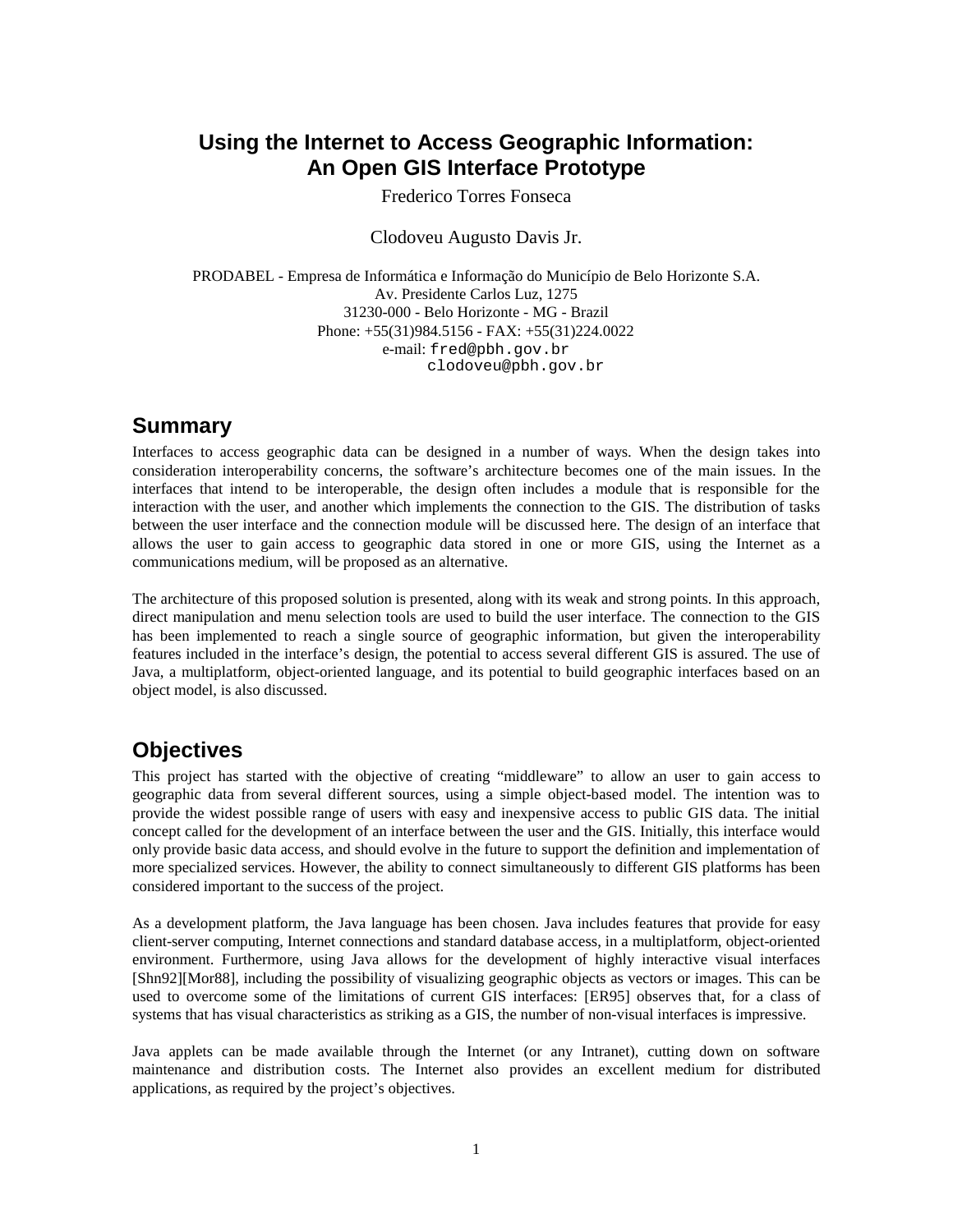# Using the Internet to Access Geographic Information: An Open GIS Interface Prototype

Frederico Torres Fonseca

Clodoveu Augusto Davis Jr.

PRODABEL - Empresa de Informática e Informação do Município de Belo Horizonte S.A.
Av. Presidente Carlos Luz, 1275
31230-000 - Belo Horizonte - MG - Brazil
Phone: +55(31)984.5156 - FAX: +55(31)224.0022
e-mail: fred@pbh.gov.br
clodoveu@pbh.gov.br

## Summary

Interfaces to access geographic data can be designed in a number of ways. When the design takes into consideration interoperability concerns, the software's architecture becomes one of the main issues. In the interfaces that intend to be interoperable, the design often includes a module that is responsible for the interaction with the user, and another which implements the connection to the GIS. The distribution of tasks between the user interface and the connection module will be discussed here. The design of an interface that allows the user to gain access to geographic data stored in one or more GIS, using the Internet as a communications medium, will be proposed as an alternative.

The architecture of this proposed solution is presented, along with its weak and strong points. In this approach, direct manipulation and menu selection tools are used to build the user interface. The connection to the GIS has been implemented to reach a single source of geographic information, but given the interoperability features included in the interface's design, the potential to access several different GIS is assured. The use of Java, a multiplatform, object-oriented language, and its potential to build geographic interfaces based on an object model, is also discussed.

## Objectives

This project has started with the objective of creating "middleware" to allow an user to gain access to geographic data from several different sources, using a simple object-based model. The intention was to provide the widest possible range of users with easy and inexpensive access to public GIS data. The initial concept called for the development of an interface between the user and the GIS. Initially, this interface would only provide basic data access, and should evolve in the future to support the definition and implementation of more specialized services. However, the ability to connect simultaneously to different GIS platforms has been considered important to the success of the project.

As a development platform, the Java language has been chosen. Java includes features that provide for easy client-server computing, Internet connections and standard database access, in a multiplatform, object-oriented environment. Furthermore, using Java allows for the development of highly interactive visual interfaces [Shn92][Mor88], including the possibility of visualizing geographic objects as vectors or images. This can be used to overcome some of the limitations of current GIS interfaces: [ER95] observes that, for a class of systems that has visual characteristics as striking as a GIS, the number of non-visual interfaces is impressive.

Java applets can be made available through the Internet (or any Intranet), cutting down on software maintenance and distribution costs. The Internet also provides an excellent medium for distributed applications, as required by the project's objectives.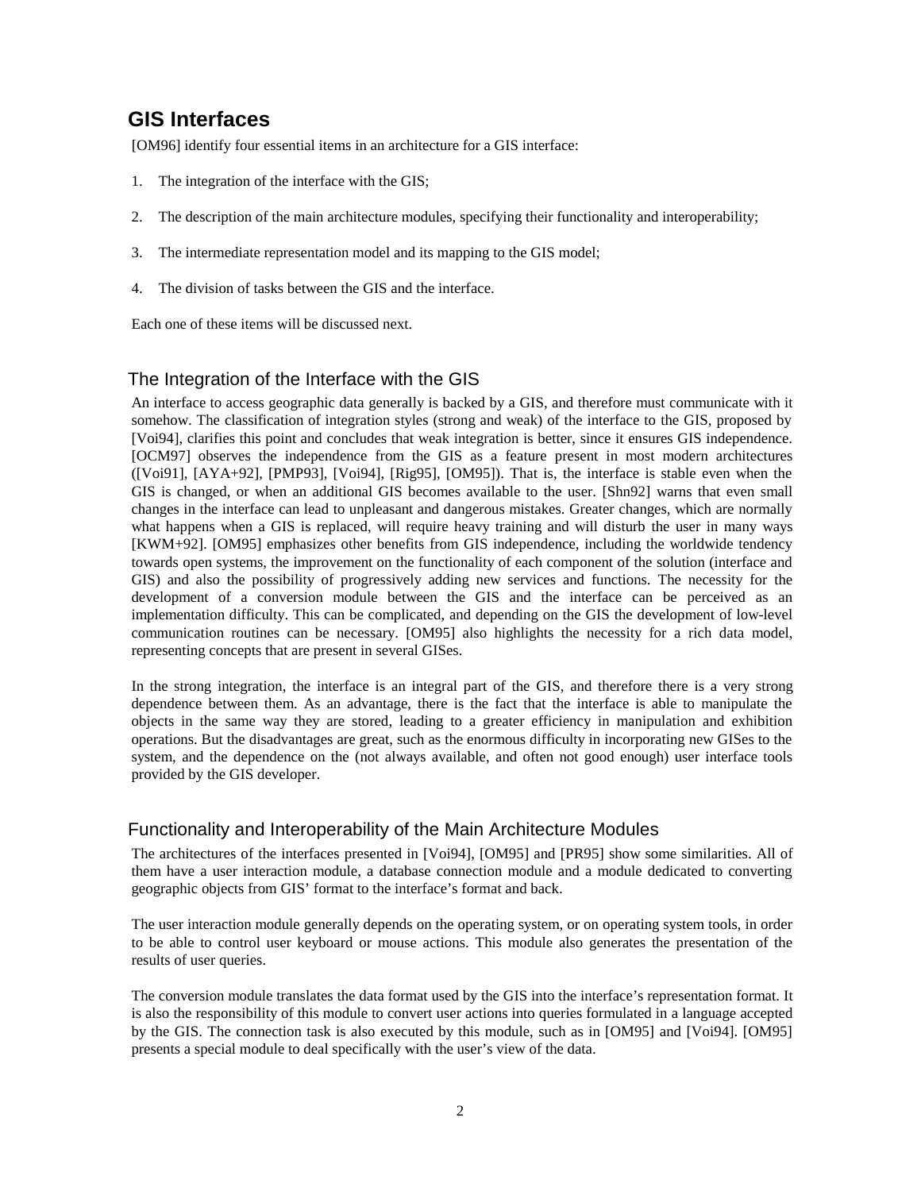## GIS Interfaces

[OM96] identify four essential items in an architecture for a GIS interface:

1. The integration of the interface with the GIS;
2. The description of the main architecture modules, specifying their functionality and interoperability;
3. The intermediate representation model and its mapping to the GIS model;
4. The division of tasks between the GIS and the interface.

Each one of these items will be discussed next.

### The Integration of the Interface with the GIS

An interface to access geographic data generally is backed by a GIS, and therefore must communicate with it somehow. The classification of integration styles (strong and weak) of the interface to the GIS, proposed by [Voi94], clarifies this point and concludes that weak integration is better, since it ensures GIS independence. [OCM97] observes the independence from the GIS as a feature present in most modern architectures ([Voi91], [AYA+92], [PMP93], [Voi94], [Rig95], [OM95]). That is, the interface is stable even when the GIS is changed, or when an additional GIS becomes available to the user. [Shn92] warns that even small changes in the interface can lead to unpleasant and dangerous mistakes. Greater changes, which are normally what happens when a GIS is replaced, will require heavy training and will disturb the user in many ways [KWM+92]. [OM95] emphasizes other benefits from GIS independence, including the worldwide tendency towards open systems, the improvement on the functionality of each component of the solution (interface and GIS) and also the possibility of progressively adding new services and functions. The necessity for the development of a conversion module between the GIS and the interface can be perceived as an implementation difficulty. This can be complicated, and depending on the GIS the development of low-level communication routines can be necessary. [OM95] also highlights the necessity for a rich data model, representing concepts that are present in several GISes.

In the strong integration, the interface is an integral part of the GIS, and therefore there is a very strong dependence between them. As an advantage, there is the fact that the interface is able to manipulate the objects in the same way they are stored, leading to a greater efficiency in manipulation and exhibition operations. But the disadvantages are great, such as the enormous difficulty in incorporating new GISes to the system, and the dependence on the (not always available, and often not good enough) user interface tools provided by the GIS developer.

### Functionality and Interoperability of the Main Architecture Modules

The architectures of the interfaces presented in [Voi94], [OM95] and [PR95] show some similarities. All of them have a user interaction module, a database connection module and a module dedicated to converting geographic objects from GIS' format to the interface's format and back.

The user interaction module generally depends on the operating system, or on operating system tools, in order to be able to control user keyboard or mouse actions. This module also generates the presentation of the results of user queries.

The conversion module translates the data format used by the GIS into the interface's representation format. It is also the responsibility of this module to convert user actions into queries formulated in a language accepted by the GIS. The connection task is also executed by this module, such as in [OM95] and [Voi94]. [OM95] presents a special module to deal specifically with the user's view of the data.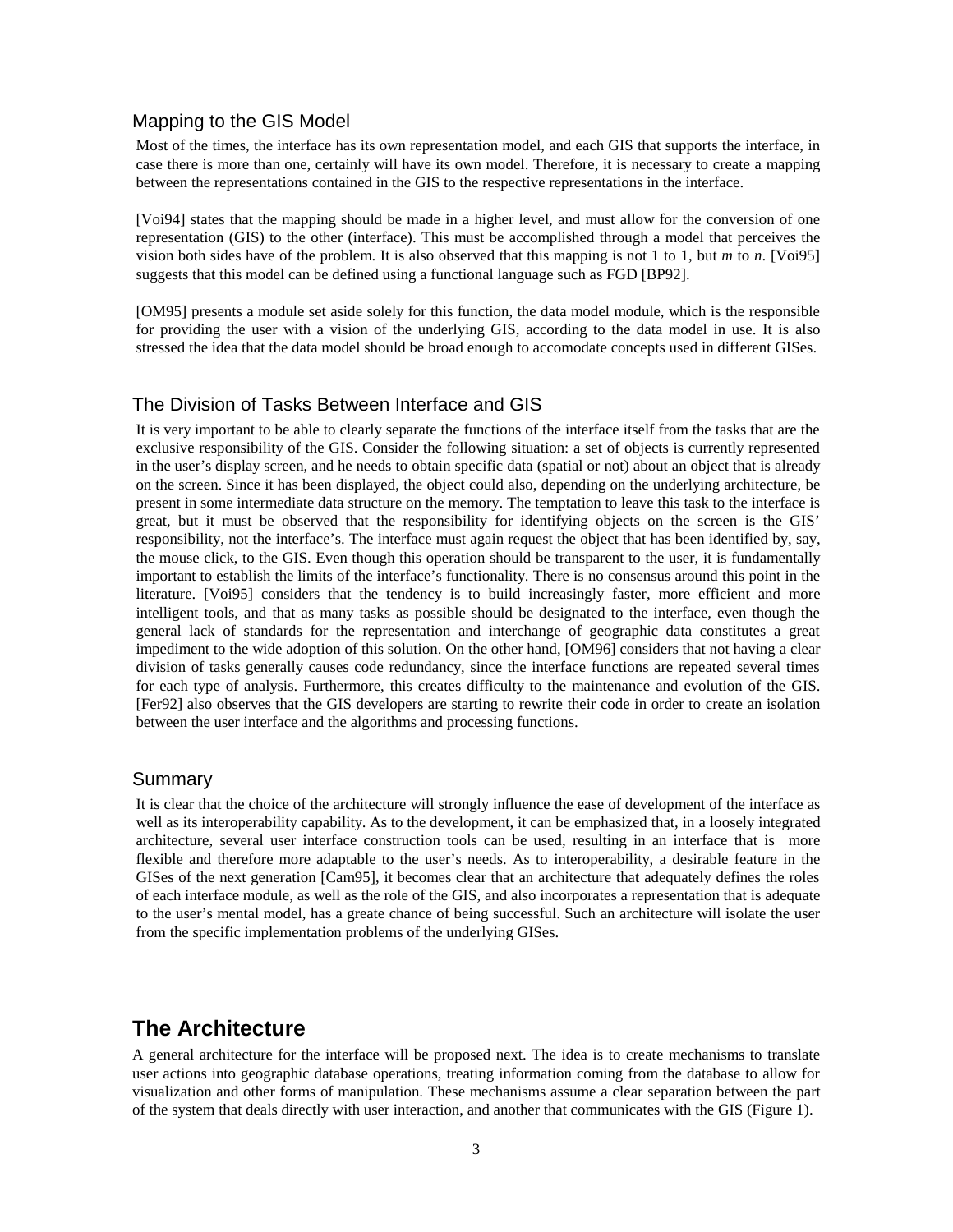### Mapping to the GIS Model

Most of the times, the interface has its own representation model, and each GIS that supports the interface, in case there is more than one, certainly will have its own model. Therefore, it is necessary to create a mapping between the representations contained in the GIS to the respective representations in the interface.

[Voi94] states that the mapping should be made in a higher level, and must allow for the conversion of one representation (GIS) to the other (interface). This must be accomplished through a model that perceives the vision both sides have of the problem. It is also observed that this mapping is not 1 to 1, but *m* to *n*. [Voi95] suggests that this model can be defined using a functional language such as FGD [BP92].

[OM95] presents a module set aside solely for this function, the data model module, which is the responsible for providing the user with a vision of the underlying GIS, according to the data model in use. It is also stressed the idea that the data model should be broad enough to accomodate concepts used in different GISes.

### The Division of Tasks Between Interface and GIS

It is very important to be able to clearly separate the functions of the interface itself from the tasks that are the exclusive responsibility of the GIS. Consider the following situation: a set of objects is currently represented in the user's display screen, and he needs to obtain specific data (spatial or not) about an object that is already on the screen. Since it has been displayed, the object could also, depending on the underlying architecture, be present in some intermediate data structure on the memory. The temptation to leave this task to the interface is great, but it must be observed that the responsibility for identifying objects on the screen is the GIS' responsibility, not the interface's. The interface must again request the object that has been identified by, say, the mouse click, to the GIS. Even though this operation should be transparent to the user, it is fundamentally important to establish the limits of the interface's functionality. There is no consensus around this point in the literature. [Voi95] considers that the tendency is to build increasingly faster, more efficient and more intelligent tools, and that as many tasks as possible should be designated to the interface, even though the general lack of standards for the representation and interchange of geographic data constitutes a great impediment to the wide adoption of this solution. On the other hand, [OM96] considers that not having a clear division of tasks generally causes code redundancy, since the interface functions are repeated several times for each type of analysis. Furthermore, this creates difficulty to the maintenance and evolution of the GIS. [Fer92] also observes that the GIS developers are starting to rewrite their code in order to create an isolation between the user interface and the algorithms and processing functions.

### Summary

It is clear that the choice of the architecture will strongly influence the ease of development of the interface as well as its interoperability capability. As to the development, it can be emphasized that, in a loosely integrated architecture, several user interface construction tools can be used, resulting in an interface that is more flexible and therefore more adaptable to the user's needs. As to interoperability, a desirable feature in the GISes of the next generation [Cam95], it becomes clear that an architecture that adequately defines the roles of each interface module, as well as the role of the GIS, and also incorporates a representation that is adequate to the user's mental model, has a greate chance of being successful. Such an architecture will isolate the user from the specific implementation problems of the underlying GISes.

## The Architecture

A general architecture for the interface will be proposed next. The idea is to create mechanisms to translate user actions into geographic database operations, treating information coming from the database to allow for visualization and other forms of manipulation. These mechanisms assume a clear separation between the part of the system that deals directly with user interaction, and another that communicates with the GIS (Figure 1).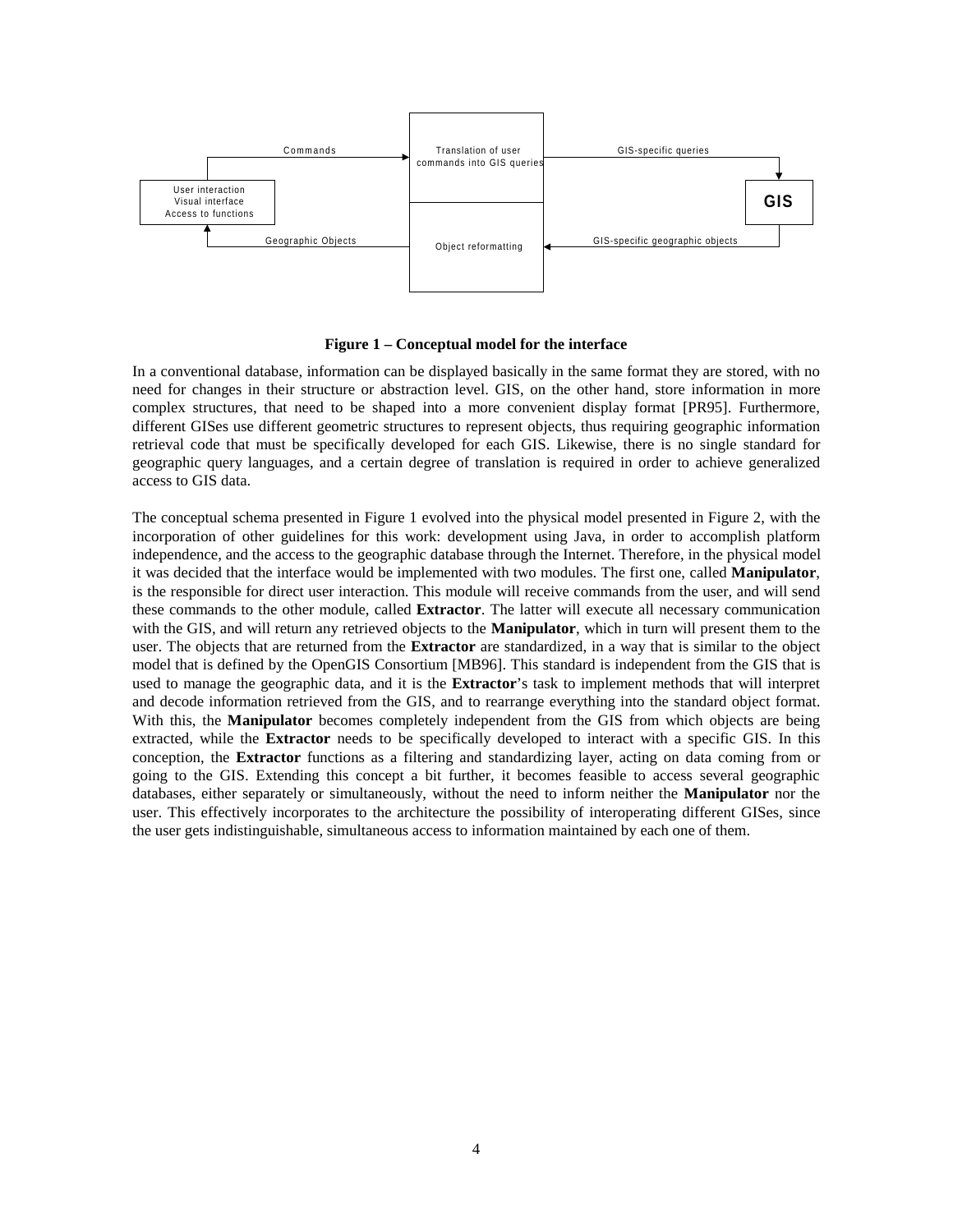**Figure 1 – Conceptual model for the interface**

In a conventional database, information can be displayed basically in the same format they are stored, with no need for changes in their structure or abstraction level. GIS, on the other hand, store information in more complex structures, that need to be shaped into a more convenient display format [PR95]. Furthermore, different GISes use different geometric structures to represent objects, thus requiring geographic information retrieval code that must be specifically developed for each GIS. Likewise, there is no single standard for geographic query languages, and a certain degree of translation is required in order to achieve generalized access to GIS data.

The conceptual schema presented in Figure 1 evolved into the physical model presented in Figure 2, with the incorporation of other guidelines for this work: development using Java, in order to accomplish platform independence, and the access to the geographic database through the Internet. Therefore, in the physical model it was decided that the interface would be implemented with two modules. The first one, called **Manipulator**, is the responsible for direct user interaction. This module will receive commands from the user, and will send these commands to the other module, called **Extractor**. The latter will execute all necessary communication with the GIS, and will return any retrieved objects to the **Manipulator**, which in turn will present them to the user. The objects that are returned from the **Extractor** are standardized, in a way that is similar to the object model that is defined by the OpenGIS Consortium [MB96]. This standard is independent from the GIS that is used to manage the geographic data, and it is the **Extractor**'s task to implement methods that will interpret and decode information retrieved from the GIS, and to rearrange everything into the standard object format. With this, the **Manipulator** becomes completely independent from the GIS from which objects are being extracted, while the **Extractor** needs to be specifically developed to interact with a specific GIS. In this conception, the **Extractor** functions as a filtering and standardizing layer, acting on data coming from or going to the GIS. Extending this concept a bit further, it becomes feasible to access several geographic databases, either separately or simultaneously, without the need to inform neither the **Manipulator** nor the user. This effectively incorporates to the architecture the possibility of interoperating different GISes, since the user gets indistinguishable, simultaneous access to information maintained by each one of them.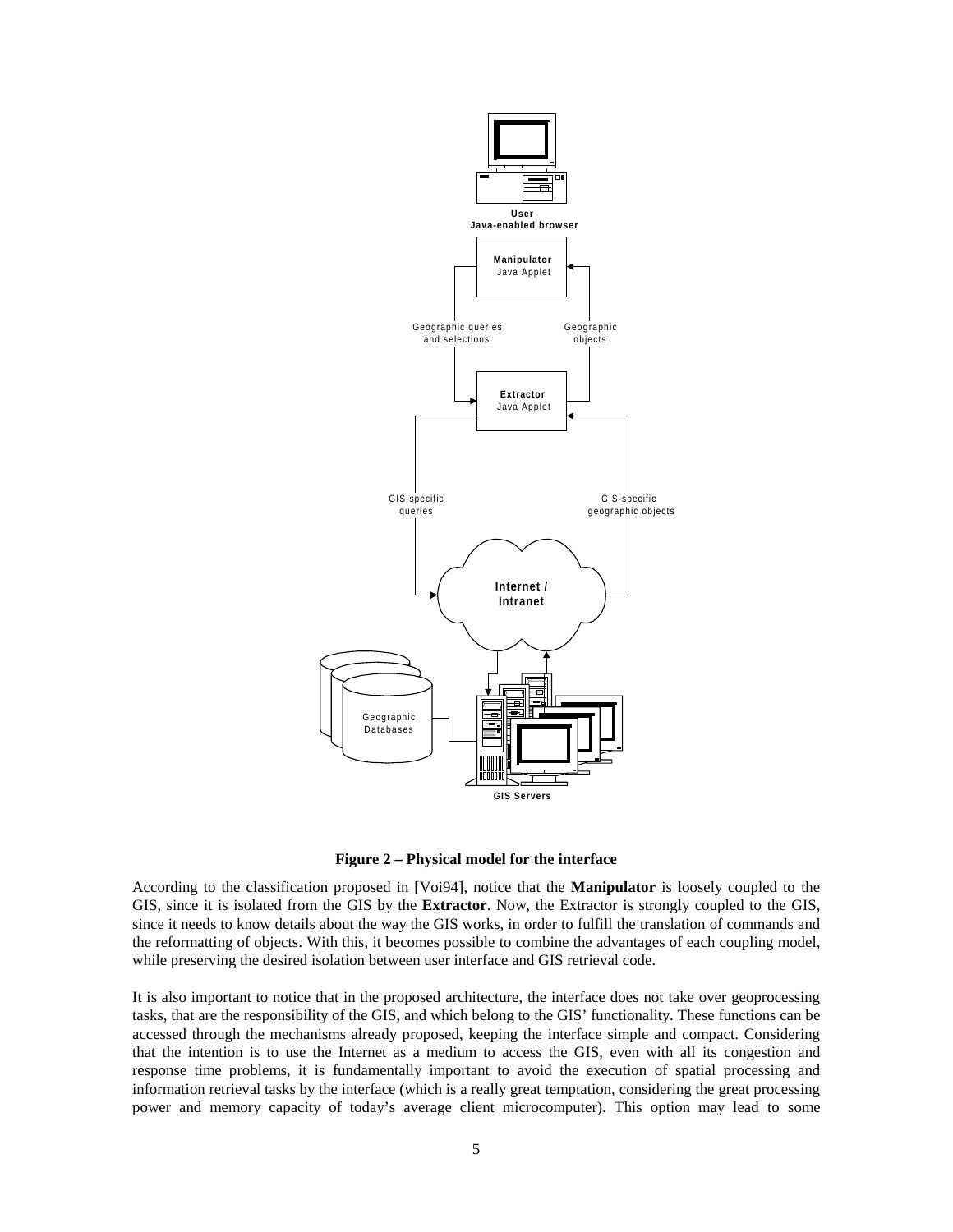**Figure 2 – Physical model for the interface**

According to the classification proposed in [Voi94], notice that the **Manipulator** is loosely coupled to the GIS, since it is isolated from the GIS by the **Extractor**. Now, the Extractor is strongly coupled to the GIS, since it needs to know details about the way the GIS works, in order to fulfill the translation of commands and the reformatting of objects. With this, it becomes possible to combine the advantages of each coupling model, while preserving the desired isolation between user interface and GIS retrieval code.

It is also important to notice that in the proposed architecture, the interface does not take over geoprocessing tasks, that are the responsibility of the GIS, and which belong to the GIS' functionality. These functions can be accessed through the mechanisms already proposed, keeping the interface simple and compact. Considering that the intention is to use the Internet as a medium to access the GIS, even with all its congestion and response time problems, it is fundamentally important to avoid the execution of spatial processing and information retrieval tasks by the interface (which is a really great temptation, considering the great processing power and memory capacity of today's average client microcomputer). This option may lead to some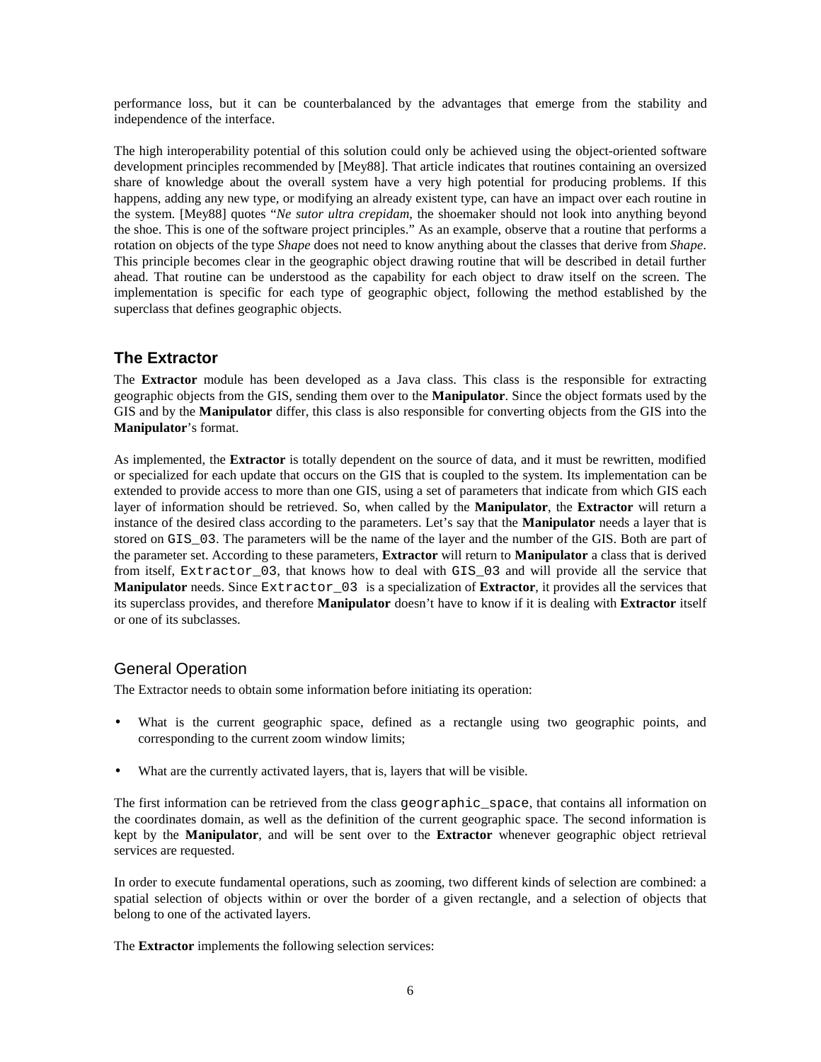performance loss, but it can be counterbalanced by the advantages that emerge from the stability and independence of the interface.

The high interoperability potential of this solution could only be achieved using the object-oriented software development principles recommended by [Mey88]. That article indicates that routines containing an oversized share of knowledge about the overall system have a very high potential for producing problems. If this happens, adding any new type, or modifying an already existent type, can have an impact over each routine in the system. [Mey88] quotes "*Ne sutor ultra crepidam*, the shoemaker should not look into anything beyond the shoe. This is one of the software project principles." As an example, observe that a routine that performs a rotation on objects of the type *Shape* does not need to know anything about the classes that derive from *Shape*. This principle becomes clear in the geographic object drawing routine that will be described in detail further ahead. That routine can be understood as the capability for each object to draw itself on the screen. The implementation is specific for each type of geographic object, following the method established by the superclass that defines geographic objects.

## The Extractor

The **Extractor** module has been developed as a Java class. This class is the responsible for extracting geographic objects from the GIS, sending them over to the **Manipulator**. Since the object formats used by the GIS and by the **Manipulator** differ, this class is also responsible for converting objects from the GIS into the **Manipulator**'s format.

As implemented, the **Extractor** is totally dependent on the source of data, and it must be rewritten, modified or specialized for each update that occurs on the GIS that is coupled to the system. Its implementation can be extended to provide access to more than one GIS, using a set of parameters that indicate from which GIS each layer of information should be retrieved. So, when called by the **Manipulator**, the **Extractor** will return a instance of the desired class according to the parameters. Let's say that the **Manipulator** needs a layer that is stored on `GIS_03`. The parameters will be the name of the layer and the number of the GIS. Both are part of the parameter set. According to these parameters, **Extractor** will return to **Manipulator** a class that is derived from itself, `Extractor_03`, that knows how to deal with `GIS_03` and will provide all the service that **Manipulator** needs. Since `Extractor_03` is a specialization of **Extractor**, it provides all the services that its superclass provides, and therefore **Manipulator** doesn't have to know if it is dealing with **Extractor** itself or one of its subclasses.

### General Operation

The Extractor needs to obtain some information before initiating its operation:

- What is the current geographic space, defined as a rectangle using two geographic points, and corresponding to the current zoom window limits;
- What are the currently activated layers, that is, layers that will be visible.

The first information can be retrieved from the class `geographic_space`, that contains all information on the coordinates domain, as well as the definition of the current geographic space. The second information is kept by the **Manipulator**, and will be sent over to the **Extractor** whenever geographic object retrieval services are requested.

In order to execute fundamental operations, such as zooming, two different kinds of selection are combined: a spatial selection of objects within or over the border of a given rectangle, and a selection of objects that belong to one of the activated layers.

The **Extractor** implements the following selection services: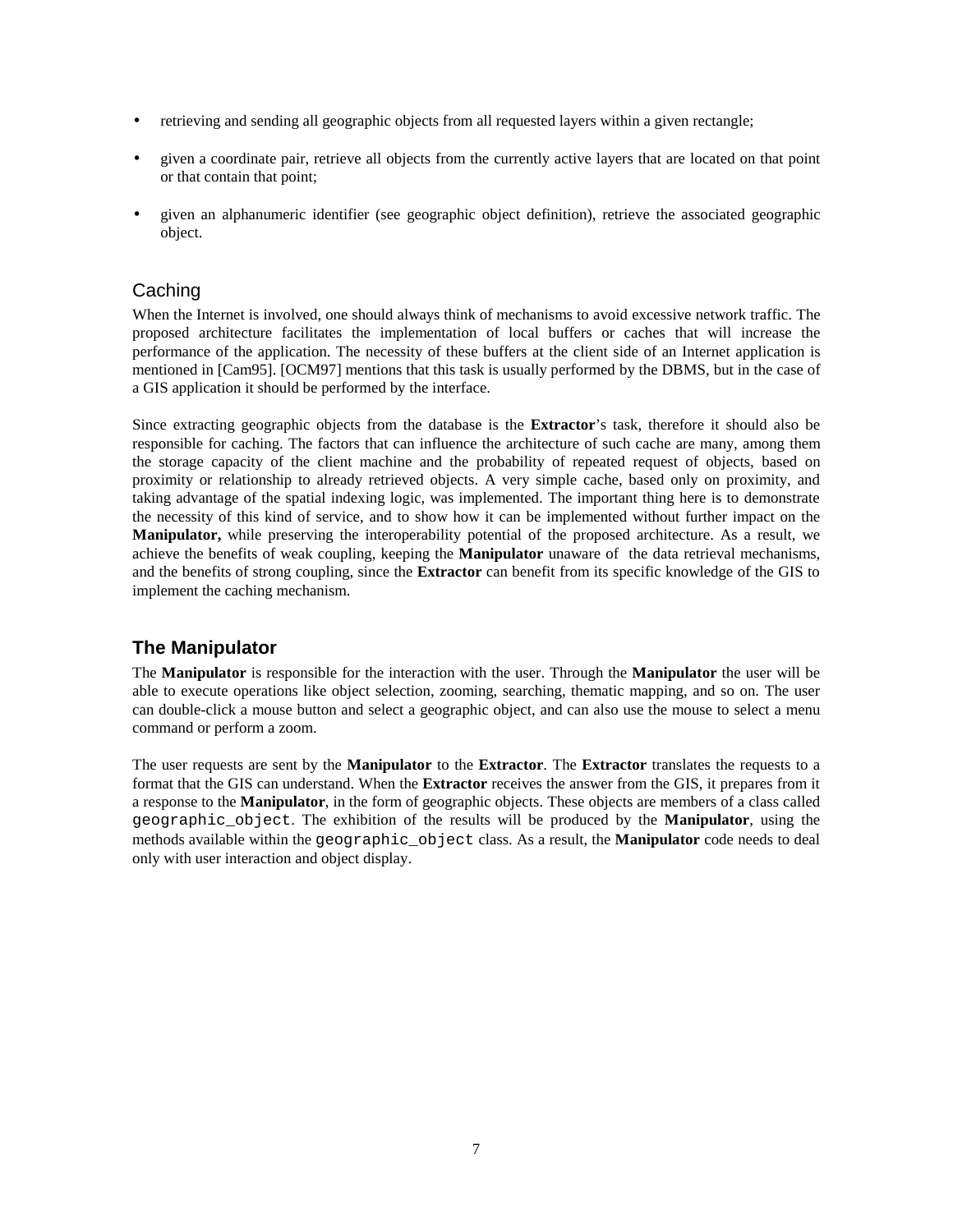- retrieving and sending all geographic objects from all requested layers within a given rectangle;
- given a coordinate pair, retrieve all objects from the currently active layers that are located on that point or that contain that point;
- given an alphanumeric identifier (see geographic object definition), retrieve the associated geographic object.

### Caching

When the Internet is involved, one should always think of mechanisms to avoid excessive network traffic. The proposed architecture facilitates the implementation of local buffers or caches that will increase the performance of the application. The necessity of these buffers at the client side of an Internet application is mentioned in [Cam95]. [OCM97] mentions that this task is usually performed by the DBMS, but in the case of a GIS application it should be performed by the interface.

Since extracting geographic objects from the database is the **Extractor**'s task, therefore it should also be responsible for caching. The factors that can influence the architecture of such cache are many, among them the storage capacity of the client machine and the probability of repeated request of objects, based on proximity or relationship to already retrieved objects. A very simple cache, based only on proximity, and taking advantage of the spatial indexing logic, was implemented. The important thing here is to demonstrate the necessity of this kind of service, and to show how it can be implemented without further impact on the **Manipulator,** while preserving the interoperability potential of the proposed architecture. As a result, we achieve the benefits of weak coupling, keeping the **Manipulator** unaware of the data retrieval mechanisms, and the benefits of strong coupling, since the **Extractor** can benefit from its specific knowledge of the GIS to implement the caching mechanism.

## The Manipulator

The **Manipulator** is responsible for the interaction with the user. Through the **Manipulator** the user will be able to execute operations like object selection, zooming, searching, thematic mapping, and so on. The user can double-click a mouse button and select a geographic object, and can also use the mouse to select a menu command or perform a zoom.

The user requests are sent by the **Manipulator** to the **Extractor**. The **Extractor** translates the requests to a format that the GIS can understand. When the **Extractor** receives the answer from the GIS, it prepares from it a response to the **Manipulator**, in the form of geographic objects. These objects are members of a class called `geographic_object`. The exhibition of the results will be produced by the **Manipulator**, using the methods available within the `geographic_object` class. As a result, the **Manipulator** code needs to deal only with user interaction and object display.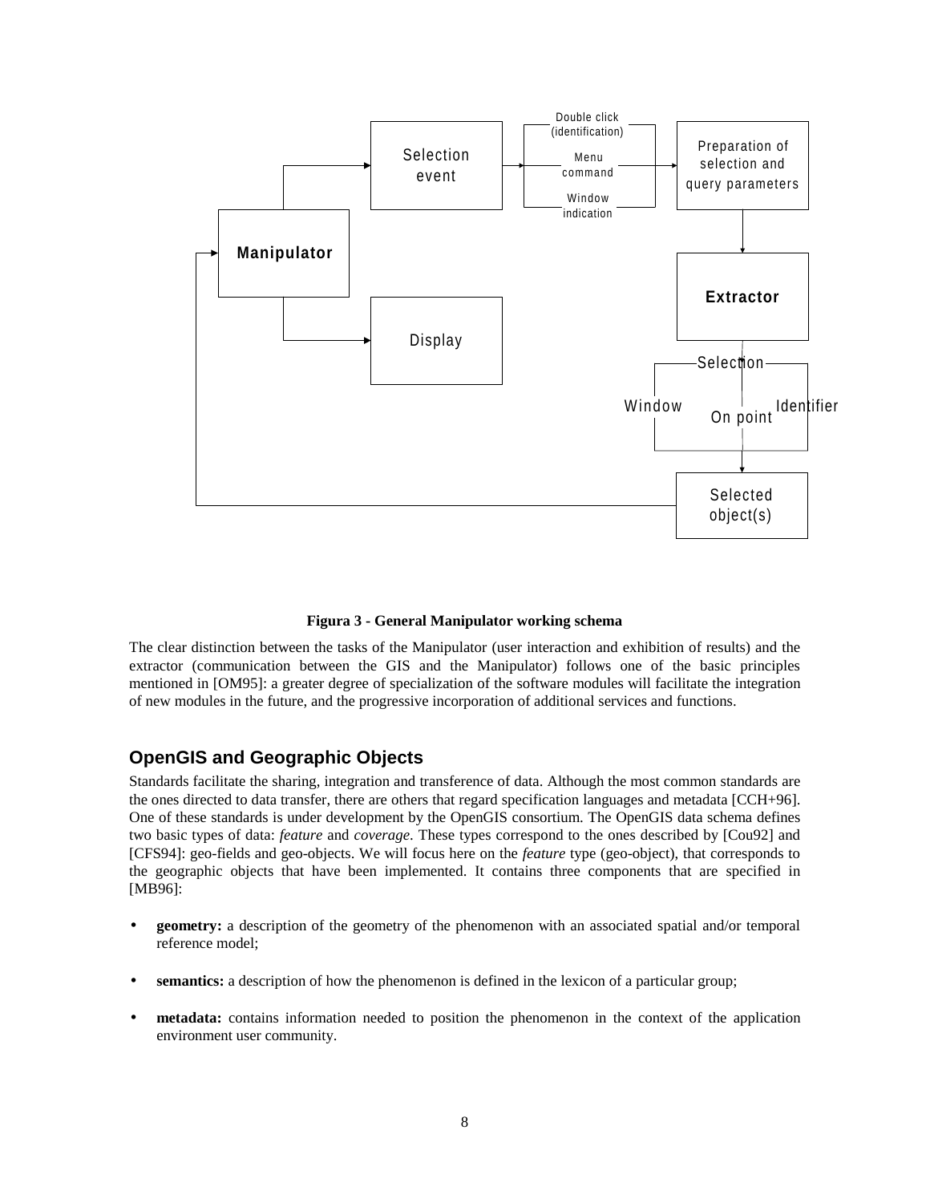**Figura 3 - General Manipulator working schema**

The clear distinction between the tasks of the Manipulator (user interaction and exhibition of results) and the extractor (communication between the GIS and the Manipulator) follows one of the basic principles mentioned in [OM95]: a greater degree of specialization of the software modules will facilitate the integration of new modules in the future, and the progressive incorporation of additional services and functions.

## OpenGIS and Geographic Objects

Standards facilitate the sharing, integration and transference of data. Although the most common standards are the ones directed to data transfer, there are others that regard specification languages and metadata [CCH+96]. One of these standards is under development by the OpenGIS consortium. The OpenGIS data schema defines two basic types of data: *feature* and *coverage*. These types correspond to the ones described by [Cou92] and [CFS94]: geo-fields and geo-objects. We will focus here on the *feature* type (geo-object), that corresponds to the geographic objects that have been implemented. It contains three components that are specified in [MB96]:

- **geometry:** a description of the geometry of the phenomenon with an associated spatial and/or temporal reference model;
- **semantics:** a description of how the phenomenon is defined in the lexicon of a particular group;
- **metadata:** contains information needed to position the phenomenon in the context of the application environment user community.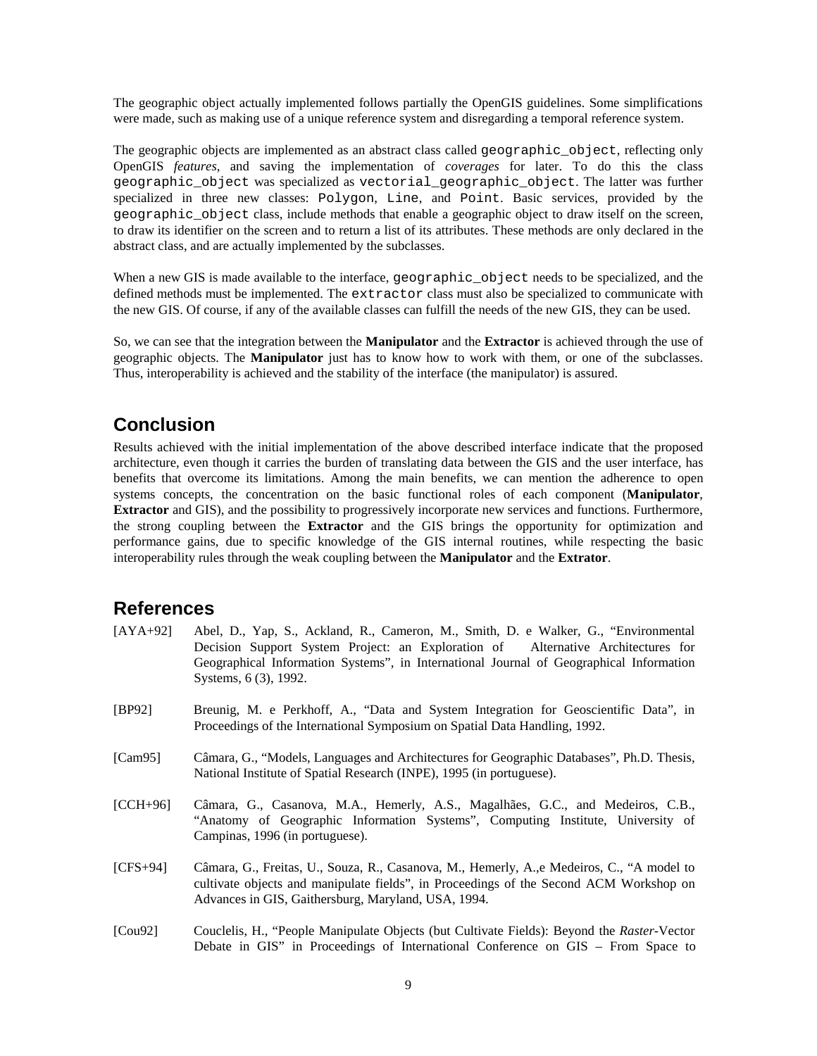The geographic object actually implemented follows partially the OpenGIS guidelines. Some simplifications were made, such as making use of a unique reference system and disregarding a temporal reference system.

The geographic objects are implemented as an abstract class called `geographic_object`, reflecting only OpenGIS *features*, and saving the implementation of *coverages* for later. To do this the class `geographic_object` was specialized as `vectorial_geographic_object`. The latter was further specialized in three new classes: `Polygon`, `Line`, and `Point`. Basic services, provided by the `geographic_object` class, include methods that enable a geographic object to draw itself on the screen, to draw its identifier on the screen and to return a list of its attributes. These methods are only declared in the abstract class, and are actually implemented by the subclasses.

When a new GIS is made available to the interface, `geographic_object` needs to be specialized, and the defined methods must be implemented. The `extractor` class must also be specialized to communicate with the new GIS. Of course, if any of the available classes can fulfill the needs of the new GIS, they can be used.

So, we can see that the integration between the **Manipulator** and the **Extractor** is achieved through the use of geographic objects. The **Manipulator** just has to know how to work with them, or one of the subclasses. Thus, interoperability is achieved and the stability of the interface (the manipulator) is assured.

## Conclusion

Results achieved with the initial implementation of the above described interface indicate that the proposed architecture, even though it carries the burden of translating data between the GIS and the user interface, has benefits that overcome its limitations. Among the main benefits, we can mention the adherence to open systems concepts, the concentration on the basic functional roles of each component (**Manipulator**, **Extractor** and GIS), and the possibility to progressively incorporate new services and functions. Furthermore, the strong coupling between the **Extractor** and the GIS brings the opportunity for optimization and performance gains, due to specific knowledge of the GIS internal routines, while respecting the basic interoperability rules through the weak coupling between the **Manipulator** and the **Extrator**.

## References

[AYA+92] Abel, D., Yap, S., Ackland, R., Cameron, M., Smith, D. e Walker, G., "Environmental Decision Support System Project: an Exploration of Alternative Architectures for Geographical Information Systems", in International Journal of Geographical Information Systems, 6 (3), 1992.

[BP92] Breunig, M. e Perkhoff, A., "Data and System Integration for Geoscientific Data", in Proceedings of the International Symposium on Spatial Data Handling, 1992.

[Cam95] Câmara, G., "Models, Languages and Architectures for Geographic Databases", Ph.D. Thesis, National Institute of Spatial Research (INPE), 1995 (in portuguese).

[CCH+96] Câmara, G., Casanova, M.A., Hemerly, A.S., Magalhães, G.C., and Medeiros, C.B., "Anatomy of Geographic Information Systems", Computing Institute, University of Campinas, 1996 (in portuguese).

[CFS+94] Câmara, G., Freitas, U., Souza, R., Casanova, M., Hemerly, A.,e Medeiros, C., "A model to cultivate objects and manipulate fields", in Proceedings of the Second ACM Workshop on Advances in GIS, Gaithersburg, Maryland, USA, 1994.

[Cou92] Couclelis, H., "People Manipulate Objects (but Cultivate Fields): Beyond the *Raster*-Vector Debate in GIS" in Proceedings of International Conference on GIS – From Space to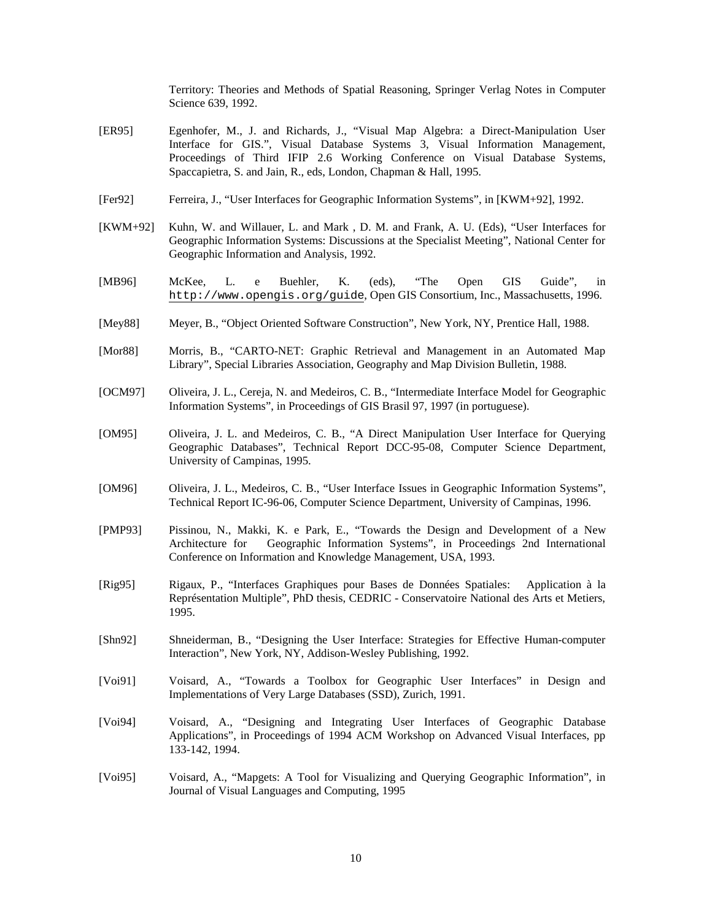Territory: Theories and Methods of Spatial Reasoning, Springer Verlag Notes in Computer Science 639, 1992.

[ER95] Egenhofer, M., J. and Richards, J., "Visual Map Algebra: a Direct-Manipulation User Interface for GIS.", Visual Database Systems 3, Visual Information Management, Proceedings of Third IFIP 2.6 Working Conference on Visual Database Systems, Spaccapietra, S. and Jain, R., eds, London, Chapman & Hall, 1995.

[Fer92] Ferreira, J., "User Interfaces for Geographic Information Systems", in [KWM+92], 1992.

[KWM+92] Kuhn, W. and Willauer, L. and Mark , D. M. and Frank, A. U. (Eds), "User Interfaces for Geographic Information Systems: Discussions at the Specialist Meeting", National Center for Geographic Information and Analysis, 1992.

[MB96] McKee, L. e Buehler, K. (eds), "The Open GIS Guide", in http://www.opengis.org/guide, Open GIS Consortium, Inc., Massachusetts, 1996.

[Mey88] Meyer, B., "Object Oriented Software Construction", New York, NY, Prentice Hall, 1988.

[Mor88] Morris, B., "CARTO-NET: Graphic Retrieval and Management in an Automated Map Library", Special Libraries Association, Geography and Map Division Bulletin, 1988.

[OCM97] Oliveira, J. L., Cereja, N. and Medeiros, C. B., "Intermediate Interface Model for Geographic Information Systems", in Proceedings of GIS Brasil 97, 1997 (in portuguese).

[OM95] Oliveira, J. L. and Medeiros, C. B., "A Direct Manipulation User Interface for Querying Geographic Databases", Technical Report DCC-95-08, Computer Science Department, University of Campinas, 1995.

[OM96] Oliveira, J. L., Medeiros, C. B., "User Interface Issues in Geographic Information Systems", Technical Report IC-96-06, Computer Science Department, University of Campinas, 1996.

[PMP93] Pissinou, N., Makki, K. e Park, E., "Towards the Design and Development of a New Architecture for Geographic Information Systems", in Proceedings 2nd International Conference on Information and Knowledge Management, USA, 1993.

[Rig95] Rigaux, P., "Interfaces Graphiques pour Bases de Données Spatiales: Application à la Représentation Multiple", PhD thesis, CEDRIC - Conservatoire National des Arts et Metiers, 1995.

[Shn92] Shneiderman, B., "Designing the User Interface: Strategies for Effective Human-computer Interaction", New York, NY, Addison-Wesley Publishing, 1992.

[Voi91] Voisard, A., "Towards a Toolbox for Geographic User Interfaces" in Design and Implementations of Very Large Databases (SSD), Zurich, 1991.

[Voi94] Voisard, A., "Designing and Integrating User Interfaces of Geographic Database Applications", in Proceedings of 1994 ACM Workshop on Advanced Visual Interfaces, pp 133-142, 1994.

[Voi95] Voisard, A., "Mapgets: A Tool for Visualizing and Querying Geographic Information", in Journal of Visual Languages and Computing, 1995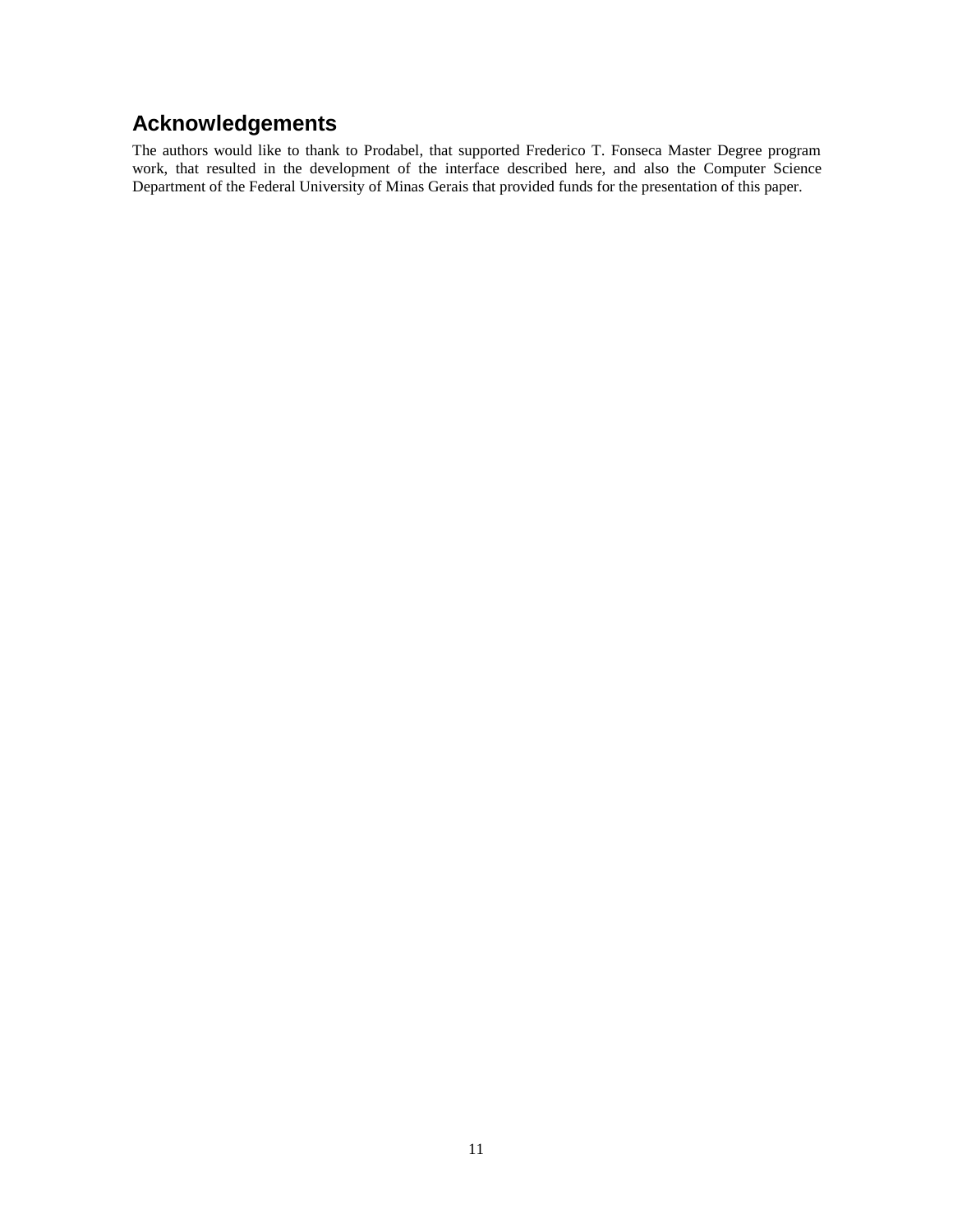## Acknowledgements

The authors would like to thank to Prodabel, that supported Frederico T. Fonseca Master Degree program work, that resulted in the development of the interface described here, and also the Computer Science Department of the Federal University of Minas Gerais that provided funds for the presentation of this paper.